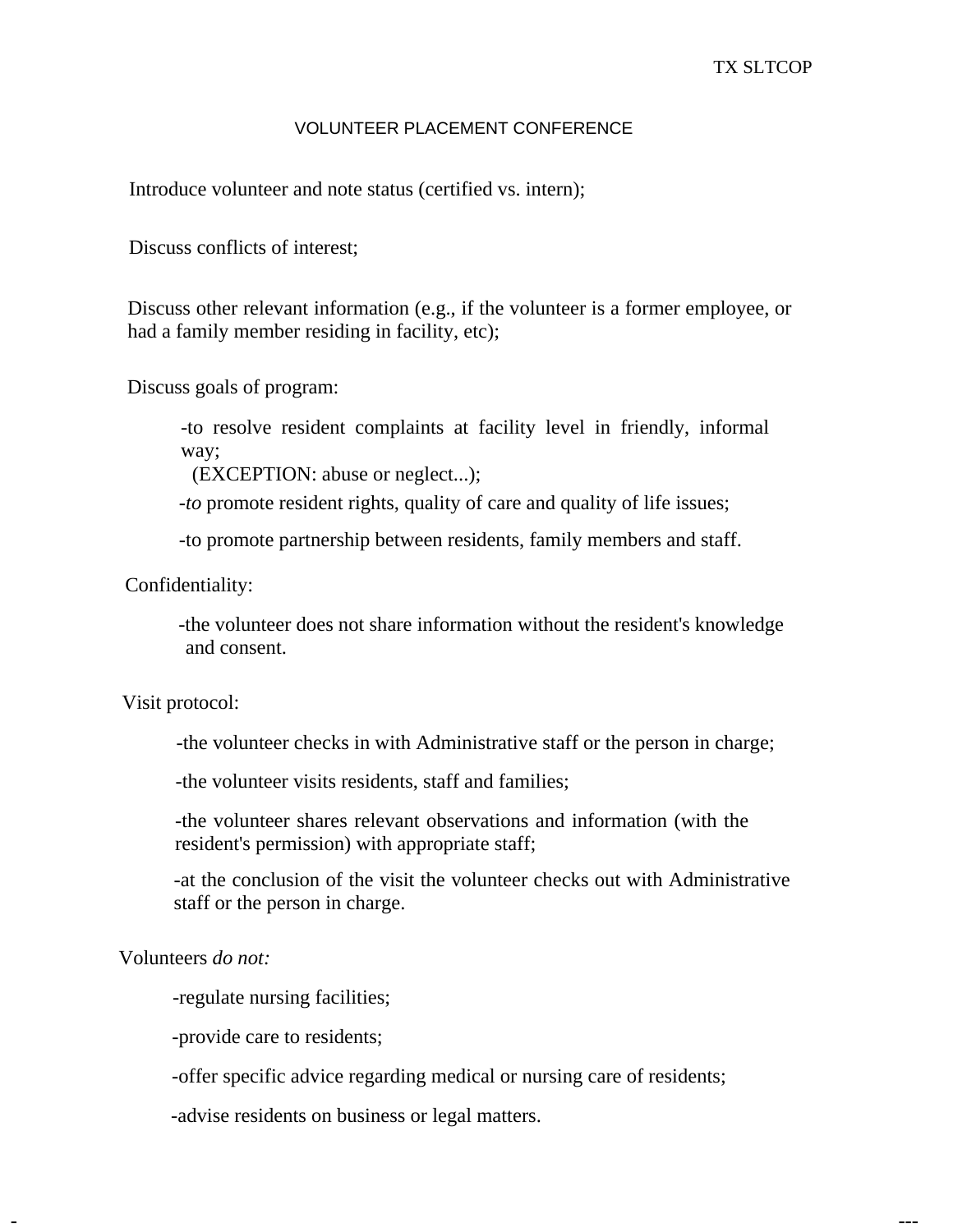TX SLTCOP

# VOLUNTEER PLACEMENT CONFERENCE

Introduce volunteer and note status (certified vs. intern);

Discuss conflicts of interest;

Discuss other relevant information (e.g., if the volunteer is a former employee, or had a family member residing in facility, etc);

Discuss goals of program:

-to resolve resident complaints at facility level in friendly, informal way;
(EXCEPTION: abuse or neglect...);

-*to* promote resident rights, quality of care and quality of life issues;

-to promote partnership between residents, family members and staff.

Confidentiality:

-the volunteer does not share information without the resident's knowledge and consent.

Visit protocol:

-the volunteer checks in with Administrative staff or the person in charge;

-the volunteer visits residents, staff and families;

-the volunteer shares relevant observations and information (with the resident's permission) with appropriate staff;

-at the conclusion of the visit the volunteer checks out with Administrative staff or the person in charge.

Volunteers *do not:*

-regulate nursing facilities;

-provide care to residents;

-offer specific advice regarding medical or nursing care of residents;

-advise residents on business or legal matters.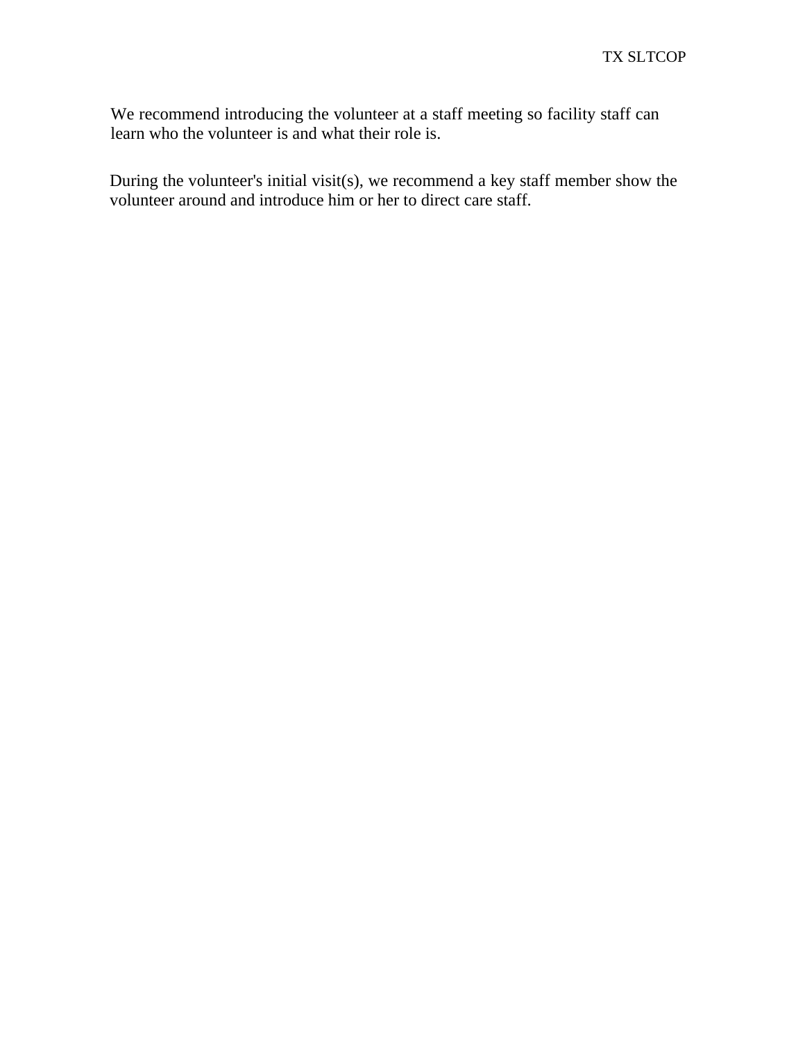We recommend introducing the volunteer at a staff meeting so facility staff can learn who the volunteer is and what their role is.

During the volunteer's initial visit(s), we recommend a key staff member show the volunteer around and introduce him or her to direct care staff.